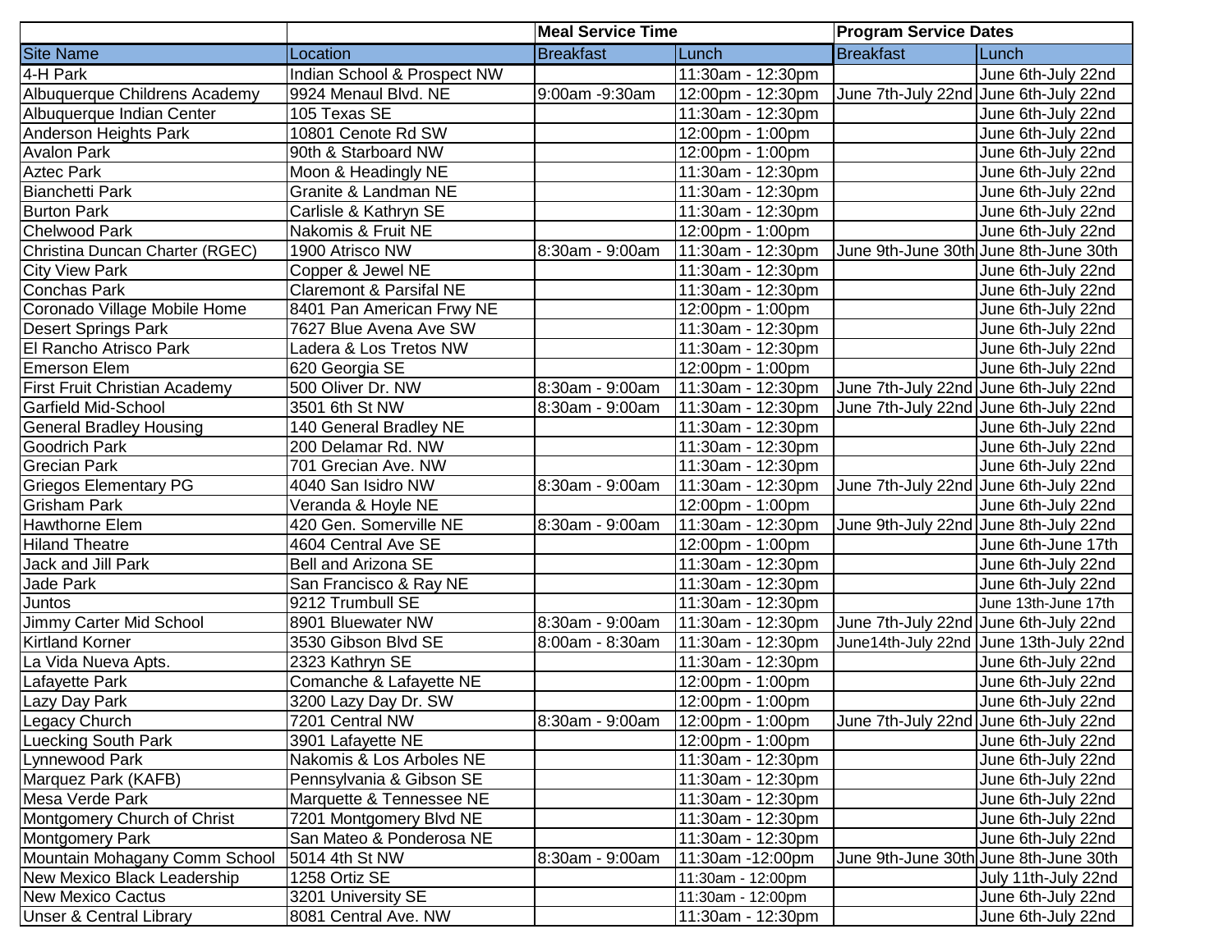| | | Meal Service Time | | Program Service Dates | |
|---|---|---|---|---|---|
| Site Name | Location | Breakfast | Lunch | Breakfast | Lunch |
| 4-H Park | Indian School & Prospect NW | | 11:30am - 12:30pm | | June 6th-July 22nd |
| Albuquerque Childrens Academy | 9924 Menaul Blvd. NE | 9:00am -9:30am | 12:00pm - 12:30pm | June 7th-July 22nd | June 6th-July 22nd |
| Albuquerque Indian Center | 105 Texas SE | | 11:30am - 12:30pm | | June 6th-July 22nd |
| Anderson Heights Park | 10801 Cenote Rd SW | | 12:00pm - 1:00pm | | June 6th-July 22nd |
| Avalon Park | 90th & Starboard NW | | 12:00pm - 1:00pm | | June 6th-July 22nd |
| Aztec Park | Moon & Headingly NE | | 11:30am - 12:30pm | | June 6th-July 22nd |
| Bianchetti Park | Granite & Landman NE | | 11:30am - 12:30pm | | June 6th-July 22nd |
| Burton Park | Carlisle & Kathryn SE | | 11:30am - 12:30pm | | June 6th-July 22nd |
| Chelwood Park | Nakomis & Fruit NE | | 12:00pm - 1:00pm | | June 6th-July 22nd |
| Christina Duncan Charter (RGEC) | 1900 Atrisco NW | 8:30am - 9:00am | 11:30am - 12:30pm | June 9th-June 30th | June 8th-June 30th |
| City View Park | Copper & Jewel NE | | 11:30am - 12:30pm | | June 6th-July 22nd |
| Conchas Park | Claremont & Parsifal NE | | 11:30am - 12:30pm | | June 6th-July 22nd |
| Coronado Village Mobile Home | 8401 Pan American Frwy NE | | 12:00pm - 1:00pm | | June 6th-July 22nd |
| Desert Springs Park | 7627 Blue Avena Ave SW | | 11:30am - 12:30pm | | June 6th-July 22nd |
| El Rancho Atrisco Park | Ladera & Los Tretos NW | | 11:30am - 12:30pm | | June 6th-July 22nd |
| Emerson Elem | 620 Georgia SE | | 12:00pm - 1:00pm | | June 6th-July 22nd |
| First Fruit Christian Academy | 500 Oliver Dr. NW | 8:30am - 9:00am | 11:30am - 12:30pm | June 7th-July 22nd | June 6th-July 22nd |
| Garfield Mid-School | 3501 6th St NW | 8:30am - 9:00am | 11:30am - 12:30pm | June 7th-July 22nd | June 6th-July 22nd |
| General Bradley Housing | 140 General Bradley NE | | 11:30am - 12:30pm | | June 6th-July 22nd |
| Goodrich Park | 200 Delamar Rd. NW | | 11:30am - 12:30pm | | June 6th-July 22nd |
| Grecian Park | 701 Grecian Ave. NW | | 11:30am - 12:30pm | | June 6th-July 22nd |
| Griegos Elementary PG | 4040 San Isidro NW | 8:30am - 9:00am | 11:30am - 12:30pm | June 7th-July 22nd | June 6th-July 22nd |
| Grisham Park | Veranda & Hoyle NE | | 12:00pm - 1:00pm | | June 6th-July 22nd |
| Hawthorne Elem | 420 Gen. Somerville NE | 8:30am - 9:00am | 11:30am - 12:30pm | June 9th-July 22nd | June 8th-July 22nd |
| Hiland Theatre | 4604 Central Ave SE | | 12:00pm - 1:00pm | | June 6th-June 17th |
| Jack and Jill Park | Bell and Arizona SE | | 11:30am - 12:30pm | | June 6th-July 22nd |
| Jade Park | San Francisco & Ray NE | | 11:30am - 12:30pm | | June 6th-July 22nd |
| Juntos | 9212 Trumbull SE | | 11:30am - 12:30pm | | June 13th-June 17th |
| Jimmy Carter Mid School | 8901 Bluewater NW | 8:30am - 9:00am | 11:30am - 12:30pm | June 7th-July 22nd | June 6th-July 22nd |
| Kirtland Korner | 3530 Gibson Blvd SE | 8:00am - 8:30am | 11:30am - 12:30pm | June14th-July 22nd | June 13th-July 22nd |
| La Vida Nueva Apts. | 2323 Kathryn SE | | 11:30am - 12:30pm | | June 6th-July 22nd |
| Lafayette Park | Comanche & Lafayette NE | | 12:00pm - 1:00pm | | June 6th-July 22nd |
| Lazy Day Park | 3200 Lazy Day Dr. SW | | 12:00pm - 1:00pm | | June 6th-July 22nd |
| Legacy Church | 7201 Central NW | 8:30am - 9:00am | 12:00pm - 1:00pm | June 7th-July 22nd | June 6th-July 22nd |
| Luecking South Park | 3901 Lafayette NE | | 12:00pm - 1:00pm | | June 6th-July 22nd |
| Lynnewood Park | Nakomis & Los Arboles NE | | 11:30am - 12:30pm | | June 6th-July 22nd |
| Marquez Park (KAFB) | Pennsylvania & Gibson SE | | 11:30am - 12:30pm | | June 6th-July 22nd |
| Mesa Verde Park | Marquette & Tennessee NE | | 11:30am - 12:30pm | | June 6th-July 22nd |
| Montgomery Church of Christ | 7201 Montgomery Blvd NE | | 11:30am - 12:30pm | | June 6th-July 22nd |
| Montgomery Park | San Mateo & Ponderosa NE | | 11:30am - 12:30pm | | June 6th-July 22nd |
| Mountain Mohagany Comm School | 5014 4th St NW | 8:30am - 9:00am | 11:30am -12:00pm | June 9th-June 30th | June 8th-June 30th |
| New Mexico Black Leadership | 1258 Ortiz SE | | 11:30am - 12:00pm | | July 11th-July 22nd |
| New Mexico Cactus | 3201 University SE | | 11:30am - 12:00pm | | June 6th-July 22nd |
| Unser & Central Library | 8081 Central Ave. NW | | 11:30am - 12:30pm | | June 6th-July 22nd |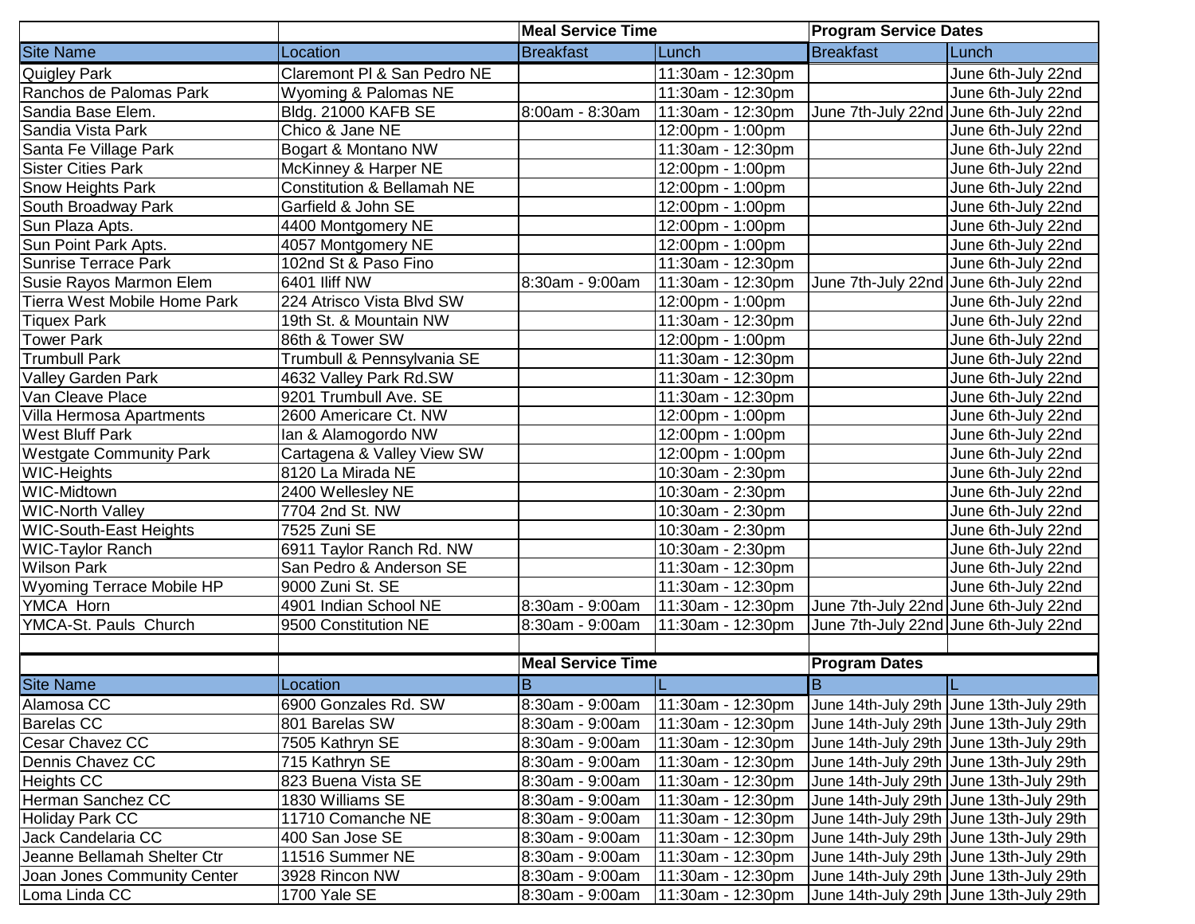| | | Meal Service Time | | Program Service Dates | |
|---|---|---|---|---|---|
| Site Name | Location | Breakfast | Lunch | Breakfast | Lunch |
| Quigley Park | Claremont Pl & San Pedro NE | | 11:30am - 12:30pm | | June 6th-July 22nd |
| Ranchos de Palomas Park | Wyoming & Palomas NE | | 11:30am - 12:30pm | | June 6th-July 22nd |
| Sandia Base Elem. | Bldg. 21000 KAFB SE | 8:00am - 8:30am | 11:30am - 12:30pm | June 7th-July 22nd | June 6th-July 22nd |
| Sandia Vista Park | Chico & Jane NE | | 12:00pm - 1:00pm | | June 6th-July 22nd |
| Santa Fe Village Park | Bogart & Montano NW | | 11:30am - 12:30pm | | June 6th-July 22nd |
| Sister Cities Park | McKinney & Harper NE | | 12:00pm - 1:00pm | | June 6th-July 22nd |
| Snow Heights Park | Constitution & Bellamah NE | | 12:00pm - 1:00pm | | June 6th-July 22nd |
| South Broadway Park | Garfield & John SE | | 12:00pm - 1:00pm | | June 6th-July 22nd |
| Sun Plaza Apts. | 4400 Montgomery NE | | 12:00pm - 1:00pm | | June 6th-July 22nd |
| Sun Point Park Apts. | 4057 Montgomery NE | | 12:00pm - 1:00pm | | June 6th-July 22nd |
| Sunrise Terrace Park | 102nd St & Paso Fino | | 11:30am - 12:30pm | | June 6th-July 22nd |
| Susie Rayos Marmon Elem | 6401 Iliff NW | 8:30am - 9:00am | 11:30am - 12:30pm | June 7th-July 22nd | June 6th-July 22nd |
| Tierra West Mobile Home Park | 224 Atrisco Vista Blvd SW | | 12:00pm - 1:00pm | | June 6th-July 22nd |
| Tiquex Park | 19th St. & Mountain NW | | 11:30am - 12:30pm | | June 6th-July 22nd |
| Tower Park | 86th & Tower SW | | 12:00pm - 1:00pm | | June 6th-July 22nd |
| Trumbull Park | Trumbull & Pennsylvania SE | | 11:30am - 12:30pm | | June 6th-July 22nd |
| Valley Garden Park | 4632 Valley Park Rd.SW | | 11:30am - 12:30pm | | June 6th-July 22nd |
| Van Cleave Place | 9201 Trumbull Ave. SE | | 11:30am - 12:30pm | | June 6th-July 22nd |
| Villa Hermosa Apartments | 2600 Americare Ct. NW | | 12:00pm - 1:00pm | | June 6th-July 22nd |
| West Bluff Park | Ian & Alamogordo NW | | 12:00pm - 1:00pm | | June 6th-July 22nd |
| Westgate Community Park | Cartagena & Valley View SW | | 12:00pm - 1:00pm | | June 6th-July 22nd |
| WIC-Heights | 8120 La Mirada NE | | 10:30am - 2:30pm | | June 6th-July 22nd |
| WIC-Midtown | 2400 Wellesley NE | | 10:30am - 2:30pm | | June 6th-July 22nd |
| WIC-North Valley | 7704 2nd St. NW | | 10:30am - 2:30pm | | June 6th-July 22nd |
| WIC-South-East Heights | 7525 Zuni SE | | 10:30am - 2:30pm | | June 6th-July 22nd |
| WIC-Taylor Ranch | 6911 Taylor Ranch Rd. NW | | 10:30am - 2:30pm | | June 6th-July 22nd |
| Wilson Park | San Pedro & Anderson SE | | 11:30am - 12:30pm | | June 6th-July 22nd |
| Wyoming Terrace Mobile HP | 9000 Zuni St. SE | | 11:30am - 12:30pm | | June 6th-July 22nd |
| YMCA Horn | 4901 Indian School NE | 8:30am - 9:00am | 11:30am - 12:30pm | June 7th-July 22nd | June 6th-July 22nd |
| YMCA-St. Pauls Church | 9500 Constitution NE | 8:30am - 9:00am | 11:30am - 12:30pm | June 7th-July 22nd | June 6th-July 22nd |

| | | Meal Service Time | | Program Dates | |
|---|---|---|---|---|---|
| Site Name | Location | B | L | B | L |
| Alamosa CC | 6900 Gonzales Rd. SW | 8:30am - 9:00am | 11:30am - 12:30pm | June 14th-July 29th | June 13th-July 29th |
| Barelas CC | 801 Barelas SW | 8:30am - 9:00am | 11:30am - 12:30pm | June 14th-July 29th | June 13th-July 29th |
| Cesar Chavez CC | 7505 Kathryn SE | 8:30am - 9:00am | 11:30am - 12:30pm | June 14th-July 29th | June 13th-July 29th |
| Dennis Chavez CC | 715 Kathryn SE | 8:30am - 9:00am | 11:30am - 12:30pm | June 14th-July 29th | June 13th-July 29th |
| Heights CC | 823 Buena Vista SE | 8:30am - 9:00am | 11:30am - 12:30pm | June 14th-July 29th | June 13th-July 29th |
| Herman Sanchez CC | 1830 Williams SE | 8:30am - 9:00am | 11:30am - 12:30pm | June 14th-July 29th | June 13th-July 29th |
| Holiday Park CC | 11710 Comanche NE | 8:30am - 9:00am | 11:30am - 12:30pm | June 14th-July 29th | June 13th-July 29th |
| Jack Candelaria CC | 400 San Jose SE | 8:30am - 9:00am | 11:30am - 12:30pm | June 14th-July 29th | June 13th-July 29th |
| Jeanne Bellamah Shelter Ctr | 11516 Summer NE | 8:30am - 9:00am | 11:30am - 12:30pm | June 14th-July 29th | June 13th-July 29th |
| Joan Jones Community Center | 3928 Rincon NW | 8:30am - 9:00am | 11:30am - 12:30pm | June 14th-July 29th | June 13th-July 29th |
| Loma Linda CC | 1700 Yale SE | 8:30am - 9:00am | 11:30am - 12:30pm | June 14th-July 29th | June 13th-July 29th |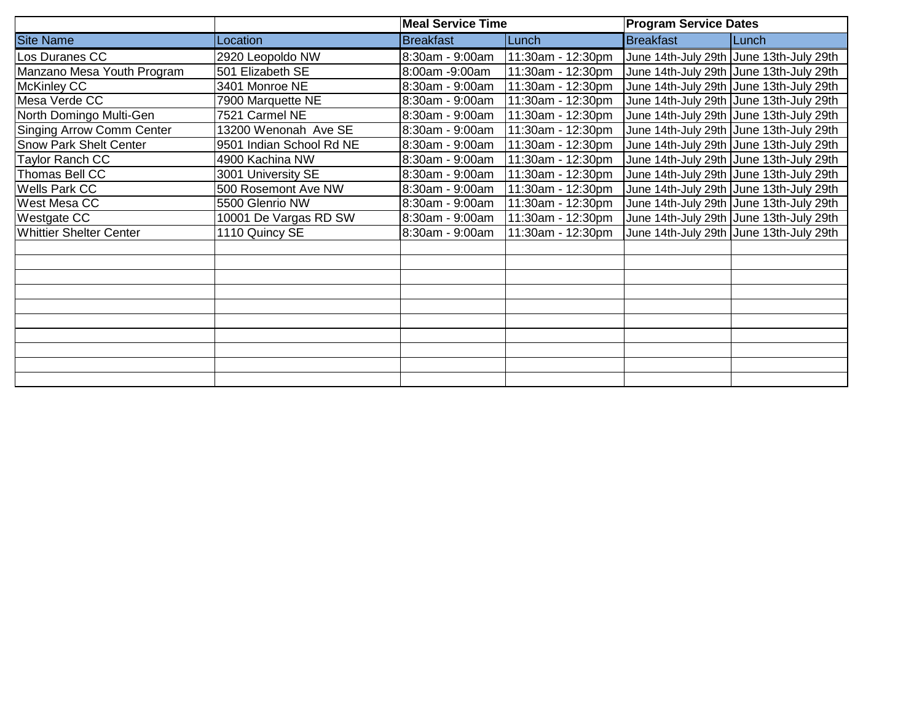| | | Meal Service Time | | Program Service Dates | |
|---|---|---|---|---|---|
| Site Name | Location | Breakfast | Lunch | Breakfast | Lunch |
| Los Duranes CC | 2920 Leopoldo NW | 8:30am - 9:00am | 11:30am - 12:30pm | June 14th-July 29th | June 13th-July 29th |
| Manzano Mesa Youth Program | 501 Elizabeth SE | 8:00am -9:00am | 11:30am - 12:30pm | June 14th-July 29th | June 13th-July 29th |
| McKinley CC | 3401 Monroe NE | 8:30am - 9:00am | 11:30am - 12:30pm | June 14th-July 29th | June 13th-July 29th |
| Mesa Verde CC | 7900 Marquette NE | 8:30am - 9:00am | 11:30am - 12:30pm | June 14th-July 29th | June 13th-July 29th |
| North Domingo Multi-Gen | 7521 Carmel NE | 8:30am - 9:00am | 11:30am - 12:30pm | June 14th-July 29th | June 13th-July 29th |
| Singing Arrow Comm Center | 13200 Wenonah Ave SE | 8:30am - 9:00am | 11:30am - 12:30pm | June 14th-July 29th | June 13th-July 29th |
| Snow Park Shelt Center | 9501 Indian School Rd NE | 8:30am - 9:00am | 11:30am - 12:30pm | June 14th-July 29th | June 13th-July 29th |
| Taylor Ranch CC | 4900 Kachina NW | 8:30am - 9:00am | 11:30am - 12:30pm | June 14th-July 29th | June 13th-July 29th |
| Thomas Bell CC | 3001 University SE | 8:30am - 9:00am | 11:30am - 12:30pm | June 14th-July 29th | June 13th-July 29th |
| Wells Park CC | 500 Rosemont Ave NW | 8:30am - 9:00am | 11:30am - 12:30pm | June 14th-July 29th | June 13th-July 29th |
| West Mesa CC | 5500 Glenrio NW | 8:30am - 9:00am | 11:30am - 12:30pm | June 14th-July 29th | June 13th-July 29th |
| Westgate CC | 10001 De Vargas RD SW | 8:30am - 9:00am | 11:30am - 12:30pm | June 14th-July 29th | June 13th-July 29th |
| Whittier Shelter Center | 1110 Quincy SE | 8:30am - 9:00am | 11:30am - 12:30pm | June 14th-July 29th | June 13th-July 29th |